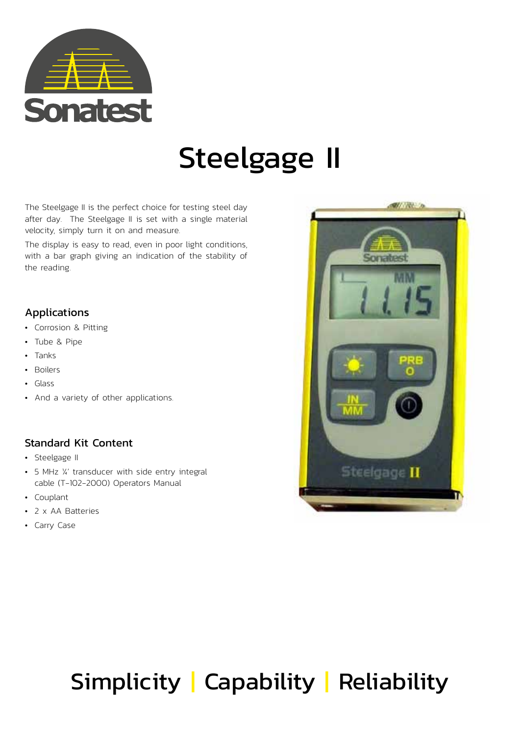Sonatest

# Steelgage II

The Steelgage II is the perfect choice for testing steel day after day. The Steelgage II is set with a single material velocity, simply turn it on and measure.

The display is easy to read, even in poor light conditions, with a bar graph giving an indication of the stability of the reading.

## Applications

- Corrosion & Pitting
- Tube & Pipe
- Tanks
- Boilers
- Glass
- And a variety of other applications.

## Standard Kit Content

- Steelgage II
- 5 MHz ¼' transducer with side entry integral cable (T-102-2000) Operators Manual
- Couplant
- 2 x AA Batteries
- Carry Case

Simplicity | Capability | Reliability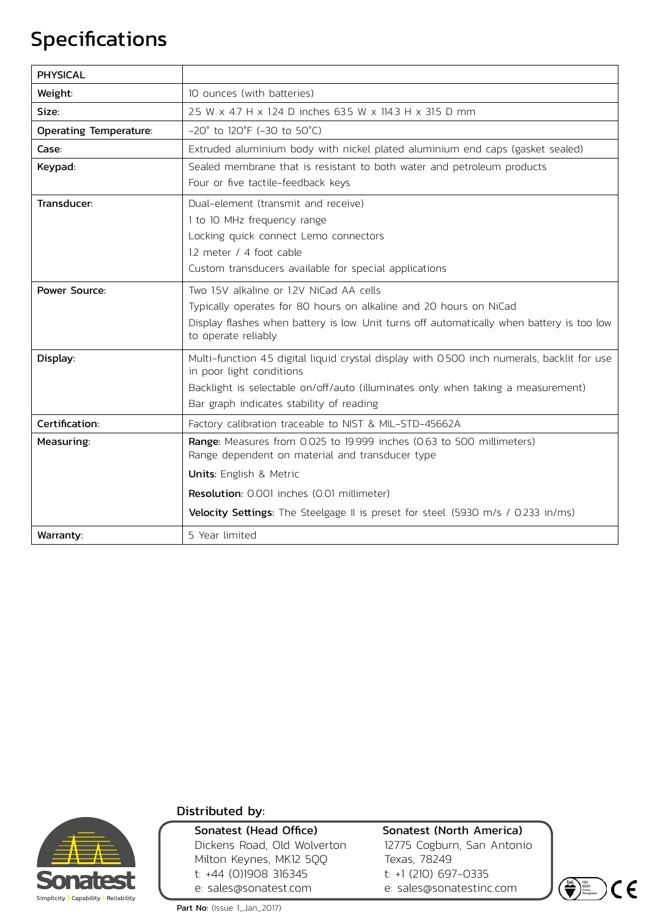# Specifications

| | |
|---|---|
| PHYSICAL | |
| **Weight:** | 10 ounces (with batteries) |
| **Size:** | 2.5 W x 4.7 H x 1.24 D inches 63.5 W x 114.3 H x 31.5 D mm |
| **Operating Temperature:** | -20° to 120°F (-30 to 50°C) |
| **Case:** | Extruded aluminium body with nickel plated aluminium end caps (gasket sealed) |
| **Keypad:** | Sealed membrane that is resistant to both water and petroleum products<br>Four or five tactile-feedback keys |
| **Transducer:** | Dual-element (transmit and receive)<br>1 to 10 MHz frequency range<br>Locking quick connect Lemo connectors<br>1.2 meter / 4 foot cable<br>Custom transducers available for special applications |
| **Power Source:** | Two 1.5V alkaline or 1.2V NiCad AA cells<br>Typically operates for 80 hours on alkaline and 20 hours on NiCad<br>Display flashes when battery is low. Unit turns off automatically when battery is too low to operate reliably |
| **Display:** | Multi-function 4.5 digital liquid crystal display with 0.500 inch numerals, backlit for use in poor light conditions<br>Backlight is selectable on/off/auto (illuminates only when taking a measurement)<br>Bar graph indicates stability of reading |
| **Certification:** | Factory calibration traceable to NIST & MIL-STD-45662A |
| **Measuring:** | **Range:** Measures from 0.025 to 19.999 inches (0.63 to 500 millimeters)<br>Range dependent on material and transducer type<br>**Units:** English & Metric<br>**Resolution:** 0.001 inches (0.01 millimeter)<br>**Velocity Settings:** The Steelgage II is preset for steel. (5930 m/s / 0.233 in/ms) |
| **Warranty:** | 5 Year limited |

Sonatest

Simplicity | Capability | Reliability

**Distributed by:**

**Sonatest (Head Office)**
Dickens Road, Old Wolverton
Milton Keynes, MK12 5QQ
t: +44 (0)1908 316345
e: sales@sonatest.com

**Sonatest (North America)**
12775 Cogburn, San Antonio
Texas, 78249
t: +1 (210) 697-0335
e: sales@sonatestinc.com

**Part No:** (Issue 1_Jan_2017)